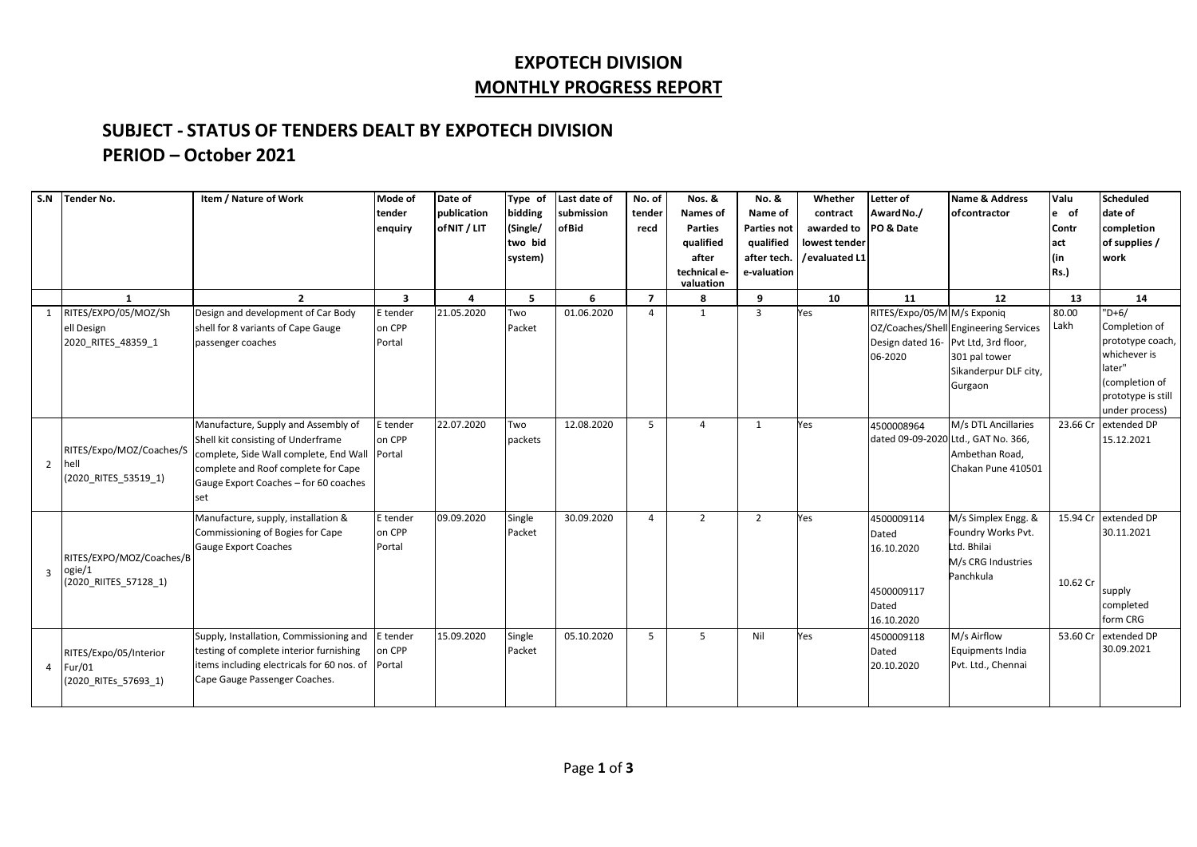# EXPOTECH DIVISION

## MONTHLY PROGRESS REPORT

## SUBJECT - STATUS OF TENDERS DEALT BY EXPOTECH DIVISION

## PERIOD – October 2021

| S.N | Tender No. | Item / Nature of Work | Mode of tender enquiry | Date of publication of NIT / LIT | Type of bidding (Single/ two bid system) | Last date of submission of Bid | No. of tender recd | Nos. & Names of Parties qualified after technical e-valuation | No. & Name of Parties not qualified after tech. e-valuation | Whether contract awarded to lowest tender /evaluated L1 | Letter of Award No./ PO & Date | Name & Address of contractor | Value of Contract (in Rs.) | Scheduled date of completion of supplies / work |
|---|---|---|---|---|---|---|---|---|---|---|---|---|---|---|
| | 1 | 2 | 3 | 4 | 5 | 6 | 7 | 8 | 9 | 10 | 11 | 12 | 13 | 14 |
| 1 | RITES/EXPO/05/MOZ/Shell Design 2020_RITES_48359_1 | Design and development of Car Body shell for 8 variants of Cape Gauge passenger coaches | E tender on CPP Portal | 21.05.2020 | Two Packet | 01.06.2020 | 4 | 1 | 3 | Yes | RITES/Expo/05/MOZ/Coaches/Shell Design dated 16-06-2020 | M/s Exponiq Engineering Services Pvt Ltd, 3rd floor, 301 pal tower Sikanderpur DLF city, Gurgaon | 80.00 Lakh | "D+6/ Completion of prototype coach, whichever is later" (completion of prototype is still under process) |
| 2 | RITES/Expo/MOZ/Coaches/Shell (2020_RITES_53519_1) | Manufacture, Supply and Assembly of Shell kit consisting of Underframe complete, Side Wall complete, End Wall complete and Roof complete for Cape Gauge Export Coaches – for 60 coaches set | E tender on CPP Portal | 22.07.2020 | Two packets | 12.08.2020 | 5 | 4 | 1 | Yes | 4500008964 dated 09-09-2020 | M/s DTL Ancillaries Ltd., GAT No. 366, Ambethan Road, Chakan Pune 410501 | 23.66 Cr | extended DP 15.12.2021 |
| 3 | RITES/EXPO/MOZ/Coaches/Bogie/1 (2020_RIITES_57128_1) | Manufacture, supply, installation & Commissioning of Bogies for Cape Gauge Export Coaches | E tender on CPP Portal | 09.09.2020 | Single Packet | 30.09.2020 | 4 | 2 | 2 | Yes | 4500009114 Dated 16.10.2020<br>4500009117 Dated 16.10.2020 | M/s Simplex Engg. & Foundry Works Pvt. Ltd. Bhilai<br>M/s CRG Industries Panchkula | 15.94 Cr<br>10.62 Cr | extended DP 30.11.2021<br>supply completed form CRG |
| 4 | RITES/Expo/05/Interior Fur/01 (2020_RITEs_57693_1) | Supply, Installation, Commissioning and testing of complete interior furnishing items including electricals for 60 nos. of Cape Gauge Passenger Coaches. | E tender on CPP Portal | 15.09.2020 | Single Packet | 05.10.2020 | 5 | 5 | Nil | Yes | 4500009118 Dated 20.10.2020 | M/s Airflow Equipments India Pvt. Ltd., Chennai | 53.60 Cr | extended DP 30.09.2021 |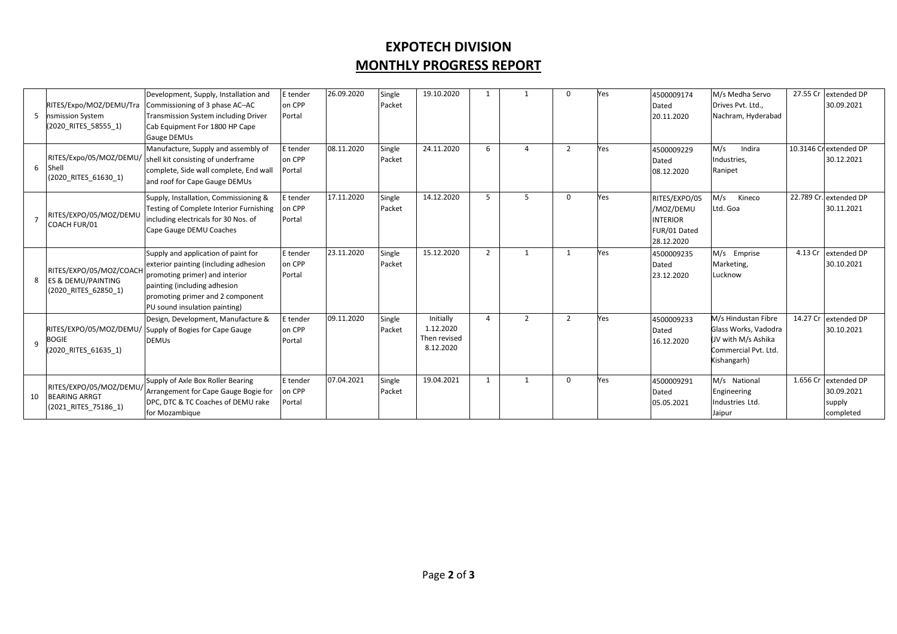# EXPOTECH DIVISION

## MONTHLY PROGRESS REPORT

| | | | | | | | | | | | | | | |
|---|---|---|---|---|---|---|---|---|---|---|---|---|---|---|
| 5 | RITES/Expo/MOZ/DEMU/Transmission System (2020_RITES_58555_1) | Development, Supply, Installation and Commissioning of 3 phase AC–AC Transmission System including Driver Cab Equipment For 1800 HP Cape Gauge DEMUs | E tender on CPP Portal | 26.09.2020 | Single Packet | 19.10.2020 | 1 | 1 | 0 | Yes | 4500009174 Dated 20.11.2020 | M/s Medha Servo Drives Pvt. Ltd., Nachram, Hyderabad | 27.55 Cr | extended DP 30.09.2021 |
| 6 | RITES/Expo/05/MOZ/DEMU/Shell (2020_RITES_61630_1) | Manufacture, Supply and assembly of shell kit consisting of underframe complete, Side wall complete, End wall and roof for Cape Gauge DEMUs | E tender on CPP Portal | 08.11.2020 | Single Packet | 24.11.2020 | 6 | 4 | 2 | Yes | 4500009229 Dated 08.12.2020 | M/s Indira Industries, Ranipet | 10.3146 Cr | extended DP 30.12.2021 |
| 7 | RITES/EXPO/05/MOZ/DEMU COACH FUR/01 | Supply, Installation, Commissioning & Testing of Complete Interior Furnishing including electricals for 30 Nos. of Cape Gauge DEMU Coaches | E tender on CPP Portal | 17.11.2020 | Single Packet | 14.12.2020 | 5 | 5 | 0 | Yes | RITES/EXPO/05/MOZ/DEMU INTERIOR FUR/01 Dated 28.12.2020 | M/s Kineco Ltd. Goa | 22.789 Cr. | extended DP 30.11.2021 |
| 8 | RITES/EXPO/05/MOZ/COACHES & DEMU/PAINTING (2020_RITES_62850_1) | Supply and application of paint for exterior painting (including adhesion promoting primer) and interior painting (including adhesion promoting primer and 2 component PU sound insulation painting) | E tender on CPP Portal | 23.11.2020 | Single Packet | 15.12.2020 | 2 | 1 | 1 | Yes | 4500009235 Dated 23.12.2020 | M/s Emprise Marketing, Lucknow | 4.13 Cr | extended DP 30.10.2021 |
| 9 | RITES/EXPO/05/MOZ/DEMU/BOGIE (2020_RITES_61635_1) | Design, Development, Manufacture & Supply of Bogies for Cape Gauge DEMUs | E tender on CPP Portal | 09.11.2020 | Single Packet | Initially 1.12.2020 Then revised 8.12.2020 | 4 | 2 | 2 | Yes | 4500009233 Dated 16.12.2020 | M/s Hindustan Fibre Glass Works, Vadodra (JV with M/s Ashika Commercial Pvt. Ltd. Kishangarh) | 14.27 Cr | extended DP 30.10.2021 |
| 10 | RITES/EXPO/05/MOZ/DEMU/BEARING ARRGT (2021_RITES_75186_1) | Supply of Axle Box Roller Bearing Arrangement for Cape Gauge Bogie for DPC, DTC & TC Coaches of DEMU rake for Mozambique | E tender on CPP Portal | 07.04.2021 | Single Packet | 19.04.2021 | 1 | 1 | 0 | Yes | 4500009291 Dated 05.05.2021 | M/s National Engineering Industries Ltd. Jaipur | 1.656 Cr | extended DP 30.09.2021 supply completed |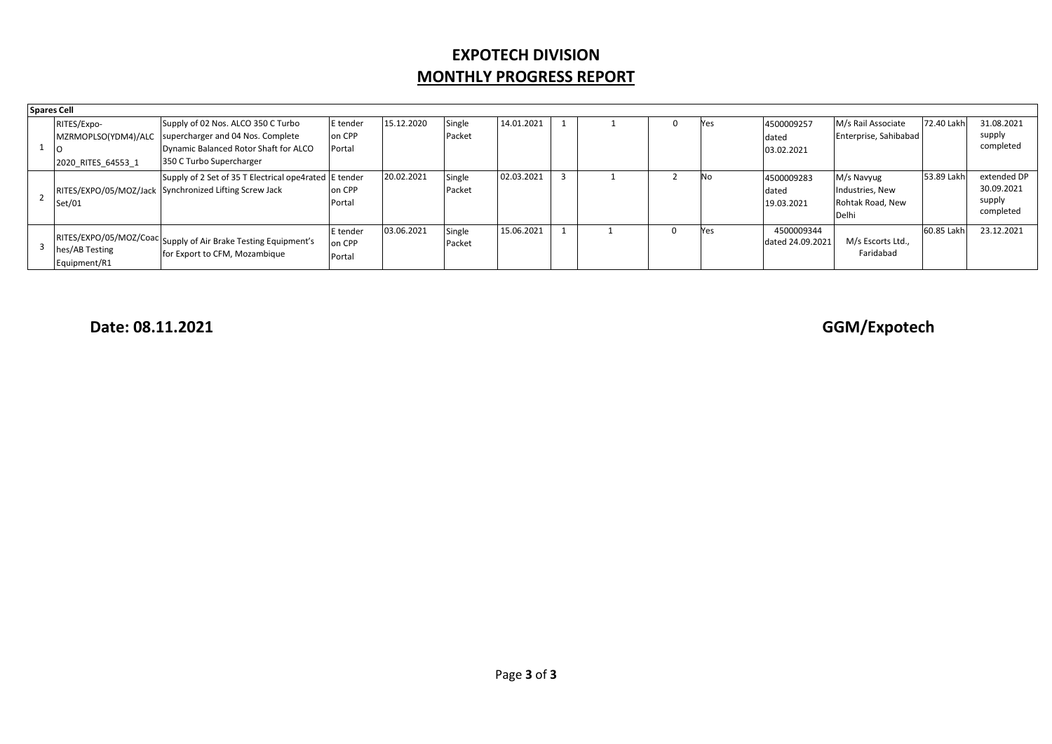# EXPOTECH DIVISION

## MONTHLY PROGRESS REPORT

| Spares Cell | | | | | | | | | | | | | | |
|---|---|---|---|---|---|---|---|---|---|---|---|---|---|---|
| 1 | RITES/Expo-MZRMOPLSO(YDM4)/ALCO 2020_RITES_64553_1 | Supply of 02 Nos. ALCO 350 C Turbo supercharger and 04 Nos. Complete Dynamic Balanced Rotor Shaft for ALCO 350 C Turbo Supercharger | E tender on CPP Portal | 15.12.2020 | Single Packet | 14.01.2021 | 1 | 1 | 0 | Yes | 4500009257 dated 03.02.2021 | M/s Rail Associate Enterprise, Sahibabad | 72.40 Lakh | 31.08.2021 supply completed |
| 2 | RITES/EXPO/05/MOZ/Jack Set/01 | Supply of 2 Set of 35 T Electrical ope4rated Synchronized Lifting Screw Jack | E tender on CPP Portal | 20.02.2021 | Single Packet | 02.03.2021 | 3 | 1 | 2 | No | 4500009283 dated 19.03.2021 | M/s Navyug Industries, New Rohtak Road, New Delhi | 53.89 Lakh | extended DP 30.09.2021 supply completed |
| 3 | RITES/EXPO/05/MOZ/Coaches/AB Testing Equipment/R1 | Supply of Air Brake Testing Equipment's for Export to CFM, Mozambique | E tender on CPP Portal | 03.06.2021 | Single Packet | 15.06.2021 | 1 | 1 | 0 | Yes | 4500009344 dated 24.09.2021 | M/s Escorts Ltd., Faridabad | 60.85 Lakh | 23.12.2021 |

**Date: 08.11.2021**

**GGM/Expotech**